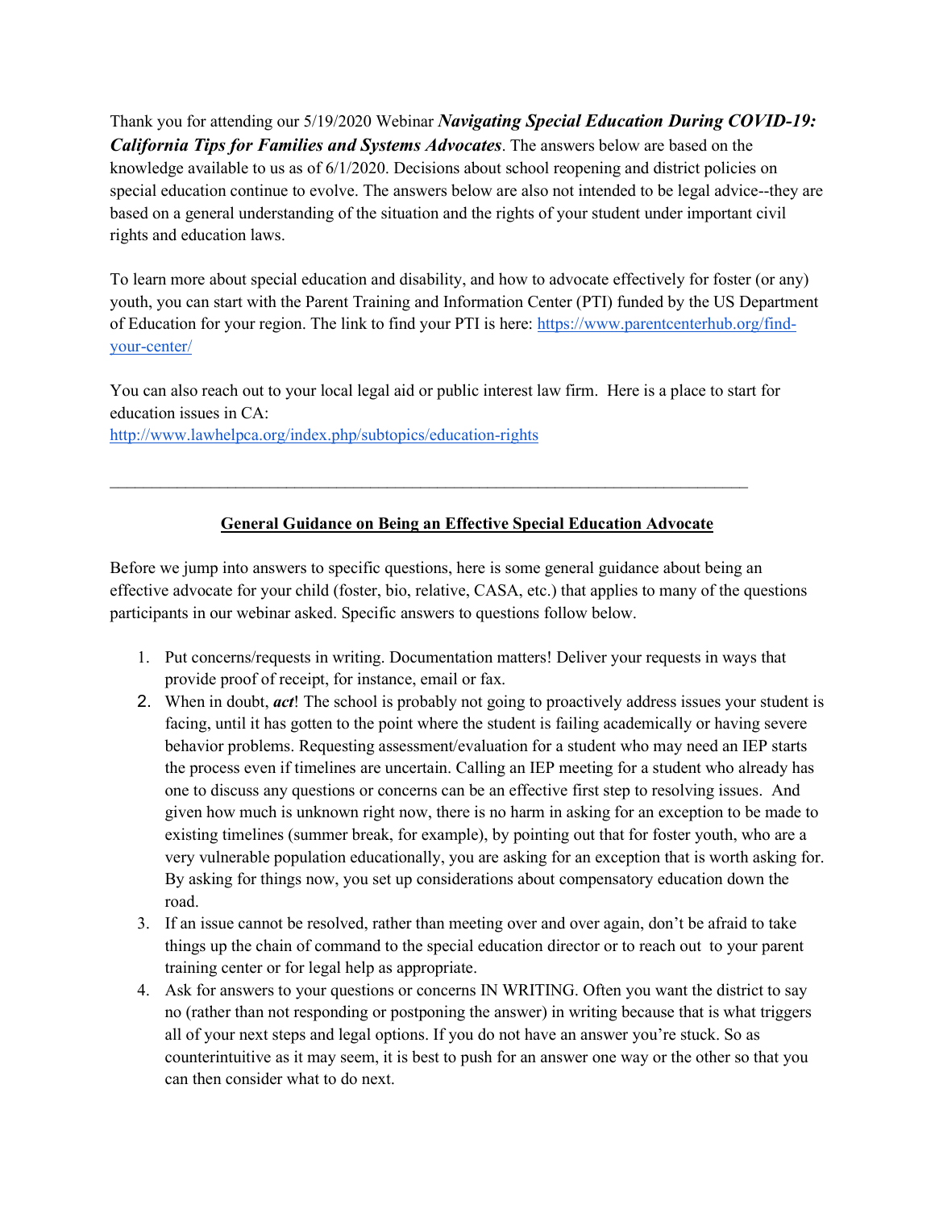Thank you for attending our 5/19/2020 Webinar ***Navigating Special Education During COVID-19: California Tips for Families and Systems Advocates***. The answers below are based on the knowledge available to us as of 6/1/2020. Decisions about school reopening and district policies on special education continue to evolve. The answers below are also not intended to be legal advice--they are based on a general understanding of the situation and the rights of your student under important civil rights and education laws.

To learn more about special education and disability, and how to advocate effectively for foster (or any) youth, you can start with the Parent Training and Information Center (PTI) funded by the US Department of Education for your region. The link to find your PTI is here: [https://www.parentcenterhub.org/find-your-center/](https://www.parentcenterhub.org/find-your-center/)

You can also reach out to your local legal aid or public interest law firm. Here is a place to start for education issues in CA:
[http://www.lawhelpca.org/index.php/subtopics/education-rights](http://www.lawhelpca.org/index.php/subtopics/education-rights)

---

## General Guidance on Being an Effective Special Education Advocate

Before we jump into answers to specific questions, here is some general guidance about being an effective advocate for your child (foster, bio, relative, CASA, etc.) that applies to many of the questions participants in our webinar asked. Specific answers to questions follow below.

1. Put concerns/requests in writing. Documentation matters! Deliver your requests in ways that provide proof of receipt, for instance, email or fax.
2. When in doubt, ***act***! The school is probably not going to proactively address issues your student is facing, until it has gotten to the point where the student is failing academically or having severe behavior problems. Requesting assessment/evaluation for a student who may need an IEP starts the process even if timelines are uncertain. Calling an IEP meeting for a student who already has one to discuss any questions or concerns can be an effective first step to resolving issues. And given how much is unknown right now, there is no harm in asking for an exception to be made to existing timelines (summer break, for example), by pointing out that for foster youth, who are a very vulnerable population educationally, you are asking for an exception that is worth asking for. By asking for things now, you set up considerations about compensatory education down the road.
3. If an issue cannot be resolved, rather than meeting over and over again, don't be afraid to take things up the chain of command to the special education director or to reach out to your parent training center or for legal help as appropriate.
4. Ask for answers to your questions or concerns IN WRITING. Often you want the district to say no (rather than not responding or postponing the answer) in writing because that is what triggers all of your next steps and legal options. If you do not have an answer you're stuck. So as counterintuitive as it may seem, it is best to push for an answer one way or the other so that you can then consider what to do next.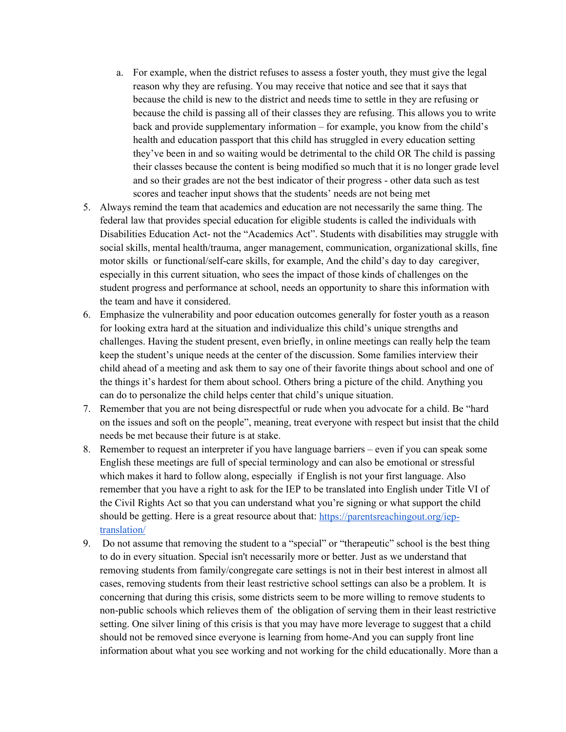a. For example, when the district refuses to assess a foster youth, they must give the legal reason why they are refusing. You may receive that notice and see that it says that because the child is new to the district and needs time to settle in they are refusing or because the child is passing all of their classes they are refusing. This allows you to write back and provide supplementary information – for example, you know from the child's health and education passport that this child has struggled in every education setting they've been in and so waiting would be detrimental to the child OR The child is passing their classes because the content is being modified so much that it is no longer grade level and so their grades are not the best indicator of their progress - other data such as test scores and teacher input shows that the students' needs are not being met

5. Always remind the team that academics and education are not necessarily the same thing. The federal law that provides special education for eligible students is called the individuals with Disabilities Education Act- not the "Academics Act". Students with disabilities may struggle with social skills, mental health/trauma, anger management, communication, organizational skills, fine motor skills or functional/self-care skills, for example, And the child's day to day caregiver, especially in this current situation, who sees the impact of those kinds of challenges on the student progress and performance at school, needs an opportunity to share this information with the team and have it considered.
6. Emphasize the vulnerability and poor education outcomes generally for foster youth as a reason for looking extra hard at the situation and individualize this child's unique strengths and challenges. Having the student present, even briefly, in online meetings can really help the team keep the student's unique needs at the center of the discussion. Some families interview their child ahead of a meeting and ask them to say one of their favorite things about school and one of the things it's hardest for them about school. Others bring a picture of the child. Anything you can do to personalize the child helps center that child's unique situation.
7. Remember that you are not being disrespectful or rude when you advocate for a child. Be "hard on the issues and soft on the people", meaning, treat everyone with respect but insist that the child needs be met because their future is at stake.
8. Remember to request an interpreter if you have language barriers – even if you can speak some English these meetings are full of special terminology and can also be emotional or stressful which makes it hard to follow along, especially if English is not your first language. Also remember that you have a right to ask for the IEP to be translated into English under Title VI of the Civil Rights Act so that you can understand what you're signing or what support the child should be getting. Here is a great resource about that: [https://parentsreachingout.org/iep-translation/](https://parentsreachingout.org/iep-translation/)
9. Do not assume that removing the student to a "special" or "therapeutic" school is the best thing to do in every situation. Special isn't necessarily more or better. Just as we understand that removing students from family/congregate care settings is not in their best interest in almost all cases, removing students from their least restrictive school settings can also be a problem. It is concerning that during this crisis, some districts seem to be more willing to remove students to non-public schools which relieves them of the obligation of serving them in their least restrictive setting. One silver lining of this crisis is that you may have more leverage to suggest that a child should not be removed since everyone is learning from home-And you can supply front line information about what you see working and not working for the child educationally. More than a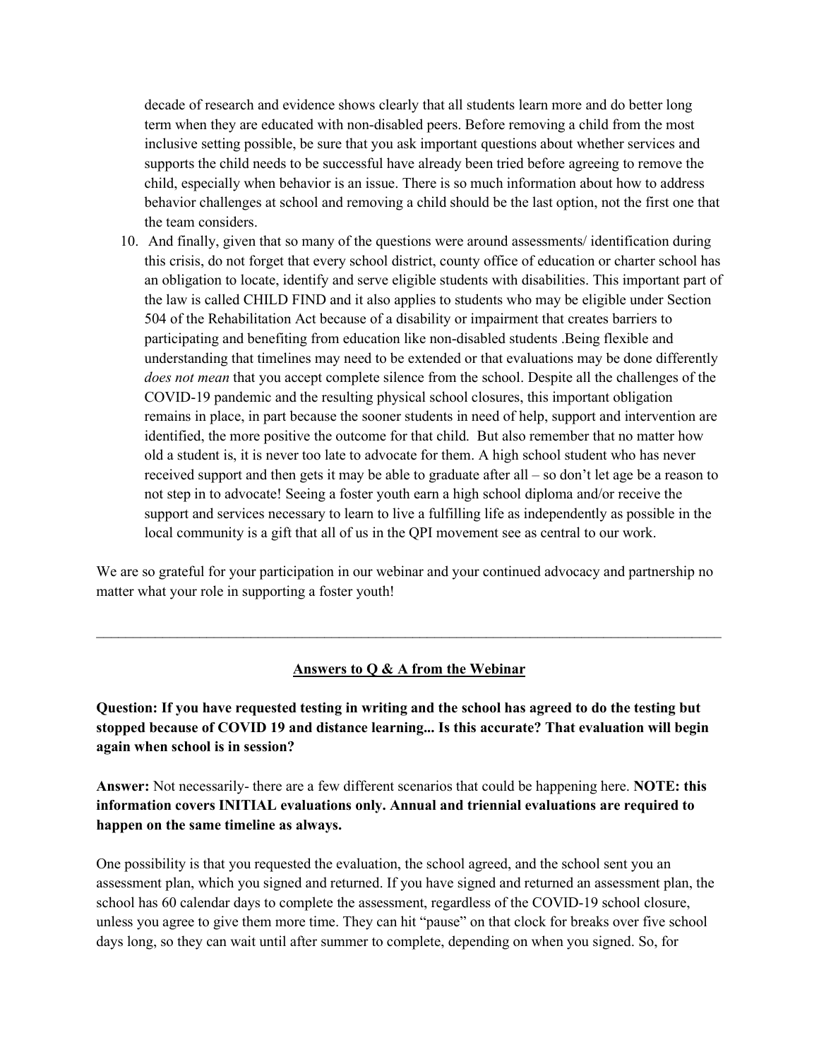decade of research and evidence shows clearly that all students learn more and do better long term when they are educated with non-disabled peers. Before removing a child from the most inclusive setting possible, be sure that you ask important questions about whether services and supports the child needs to be successful have already been tried before agreeing to remove the child, especially when behavior is an issue. There is so much information about how to address behavior challenges at school and removing a child should be the last option, not the first one that the team considers.

10. And finally, given that so many of the questions were around assessments/ identification during this crisis, do not forget that every school district, county office of education or charter school has an obligation to locate, identify and serve eligible students with disabilities. This important part of the law is called CHILD FIND and it also applies to students who may be eligible under Section 504 of the Rehabilitation Act because of a disability or impairment that creates barriers to participating and benefiting from education like non-disabled students .Being flexible and understanding that timelines may need to be extended or that evaluations may be done differently *does not mean* that you accept complete silence from the school. Despite all the challenges of the COVID-19 pandemic and the resulting physical school closures, this important obligation remains in place, in part because the sooner students in need of help, support and intervention are identified, the more positive the outcome for that child. But also remember that no matter how old a student is, it is never too late to advocate for them. A high school student who has never received support and then gets it may be able to graduate after all – so don't let age be a reason to not step in to advocate! Seeing a foster youth earn a high school diploma and/or receive the support and services necessary to learn to live a fulfilling life as independently as possible in the local community is a gift that all of us in the QPI movement see as central to our work.

We are so grateful for your participation in our webinar and your continued advocacy and partnership no matter what your role in supporting a foster youth!

---

## Answers to Q & A from the Webinar

**Question: If you have requested testing in writing and the school has agreed to do the testing but stopped because of COVID 19 and distance learning... Is this accurate? That evaluation will begin again when school is in session?**

**Answer:** Not necessarily- there are a few different scenarios that could be happening here. **NOTE: this information covers INITIAL evaluations only. Annual and triennial evaluations are required to happen on the same timeline as always.**

One possibility is that you requested the evaluation, the school agreed, and the school sent you an assessment plan, which you signed and returned. If you have signed and returned an assessment plan, the school has 60 calendar days to complete the assessment, regardless of the COVID-19 school closure, unless you agree to give them more time. They can hit "pause" on that clock for breaks over five school days long, so they can wait until after summer to complete, depending on when you signed. So, for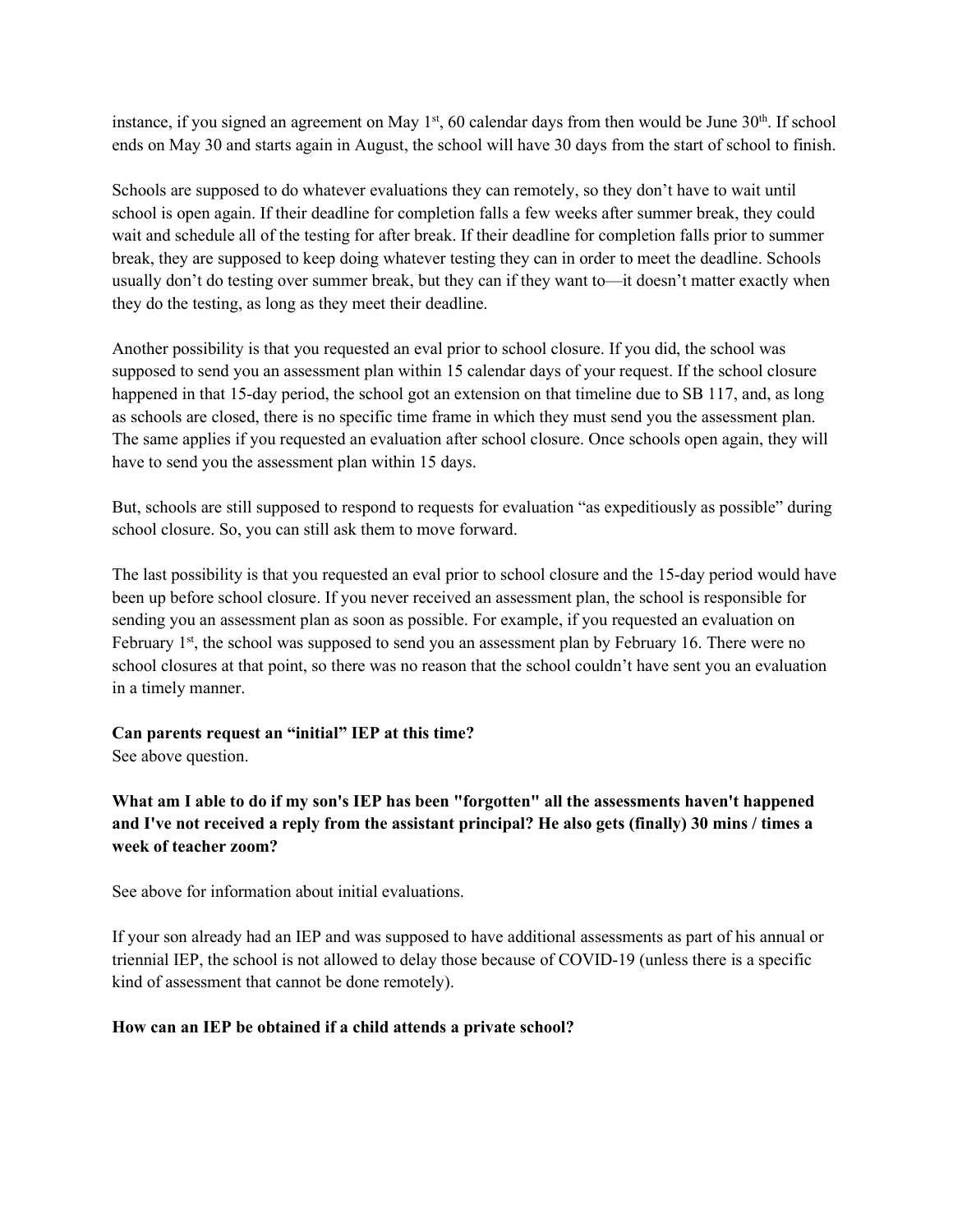instance, if you signed an agreement on May 1st, 60 calendar days from then would be June 30th. If school ends on May 30 and starts again in August, the school will have 30 days from the start of school to finish.

Schools are supposed to do whatever evaluations they can remotely, so they don't have to wait until school is open again. If their deadline for completion falls a few weeks after summer break, they could wait and schedule all of the testing for after break. If their deadline for completion falls prior to summer break, they are supposed to keep doing whatever testing they can in order to meet the deadline. Schools usually don't do testing over summer break, but they can if they want to—it doesn't matter exactly when they do the testing, as long as they meet their deadline.

Another possibility is that you requested an eval prior to school closure. If you did, the school was supposed to send you an assessment plan within 15 calendar days of your request. If the school closure happened in that 15-day period, the school got an extension on that timeline due to SB 117, and, as long as schools are closed, there is no specific time frame in which they must send you the assessment plan. The same applies if you requested an evaluation after school closure. Once schools open again, they will have to send you the assessment plan within 15 days.

But, schools are still supposed to respond to requests for evaluation "as expeditiously as possible" during school closure. So, you can still ask them to move forward.

The last possibility is that you requested an eval prior to school closure and the 15-day period would have been up before school closure. If you never received an assessment plan, the school is responsible for sending you an assessment plan as soon as possible. For example, if you requested an evaluation on February 1st, the school was supposed to send you an assessment plan by February 16. There were no school closures at that point, so there was no reason that the school couldn't have sent you an evaluation in a timely manner.

**Can parents request an "initial" IEP at this time?**
See above question.

**What am I able to do if my son's IEP has been "forgotten" all the assessments haven't happened and I've not received a reply from the assistant principal? He also gets (finally) 30 mins / times a week of teacher zoom?**

See above for information about initial evaluations.

If your son already had an IEP and was supposed to have additional assessments as part of his annual or triennial IEP, the school is not allowed to delay those because of COVID-19 (unless there is a specific kind of assessment that cannot be done remotely).

**How can an IEP be obtained if a child attends a private school?**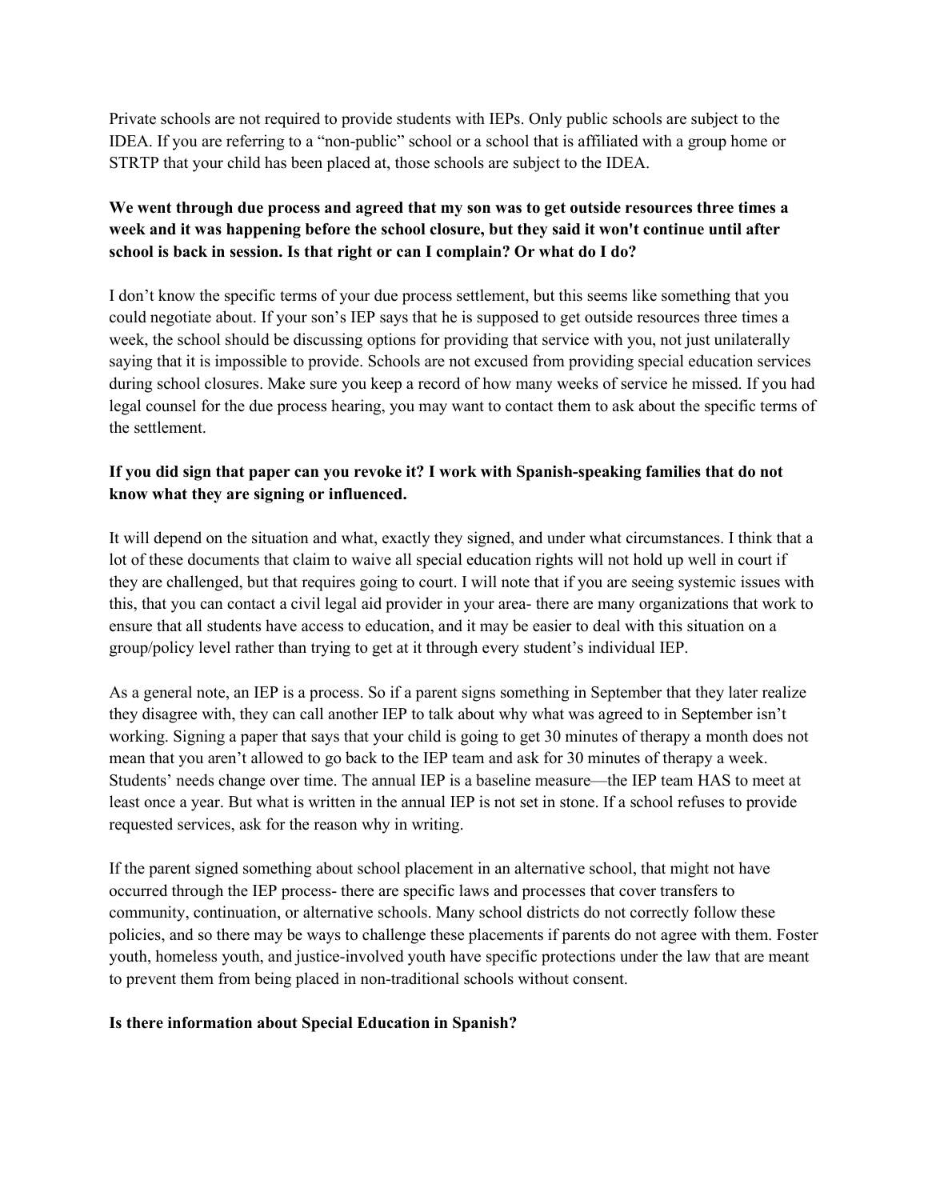Private schools are not required to provide students with IEPs. Only public schools are subject to the IDEA. If you are referring to a "non-public" school or a school that is affiliated with a group home or STRTP that your child has been placed at, those schools are subject to the IDEA.

**We went through due process and agreed that my son was to get outside resources three times a week and it was happening before the school closure, but they said it won't continue until after school is back in session. Is that right or can I complain? Or what do I do?**

I don't know the specific terms of your due process settlement, but this seems like something that you could negotiate about. If your son's IEP says that he is supposed to get outside resources three times a week, the school should be discussing options for providing that service with you, not just unilaterally saying that it is impossible to provide. Schools are not excused from providing special education services during school closures. Make sure you keep a record of how many weeks of service he missed. If you had legal counsel for the due process hearing, you may want to contact them to ask about the specific terms of the settlement.

**If you did sign that paper can you revoke it? I work with Spanish-speaking families that do not know what they are signing or influenced.**

It will depend on the situation and what, exactly they signed, and under what circumstances. I think that a lot of these documents that claim to waive all special education rights will not hold up well in court if they are challenged, but that requires going to court. I will note that if you are seeing systemic issues with this, that you can contact a civil legal aid provider in your area- there are many organizations that work to ensure that all students have access to education, and it may be easier to deal with this situation on a group/policy level rather than trying to get at it through every student's individual IEP.

As a general note, an IEP is a process. So if a parent signs something in September that they later realize they disagree with, they can call another IEP to talk about why what was agreed to in September isn't working. Signing a paper that says that your child is going to get 30 minutes of therapy a month does not mean that you aren't allowed to go back to the IEP team and ask for 30 minutes of therapy a week. Students' needs change over time. The annual IEP is a baseline measure—the IEP team HAS to meet at least once a year. But what is written in the annual IEP is not set in stone. If a school refuses to provide requested services, ask for the reason why in writing.

If the parent signed something about school placement in an alternative school, that might not have occurred through the IEP process- there are specific laws and processes that cover transfers to community, continuation, or alternative schools. Many school districts do not correctly follow these policies, and so there may be ways to challenge these placements if parents do not agree with them. Foster youth, homeless youth, and justice-involved youth have specific protections under the law that are meant to prevent them from being placed in non-traditional schools without consent.

**Is there information about Special Education in Spanish?**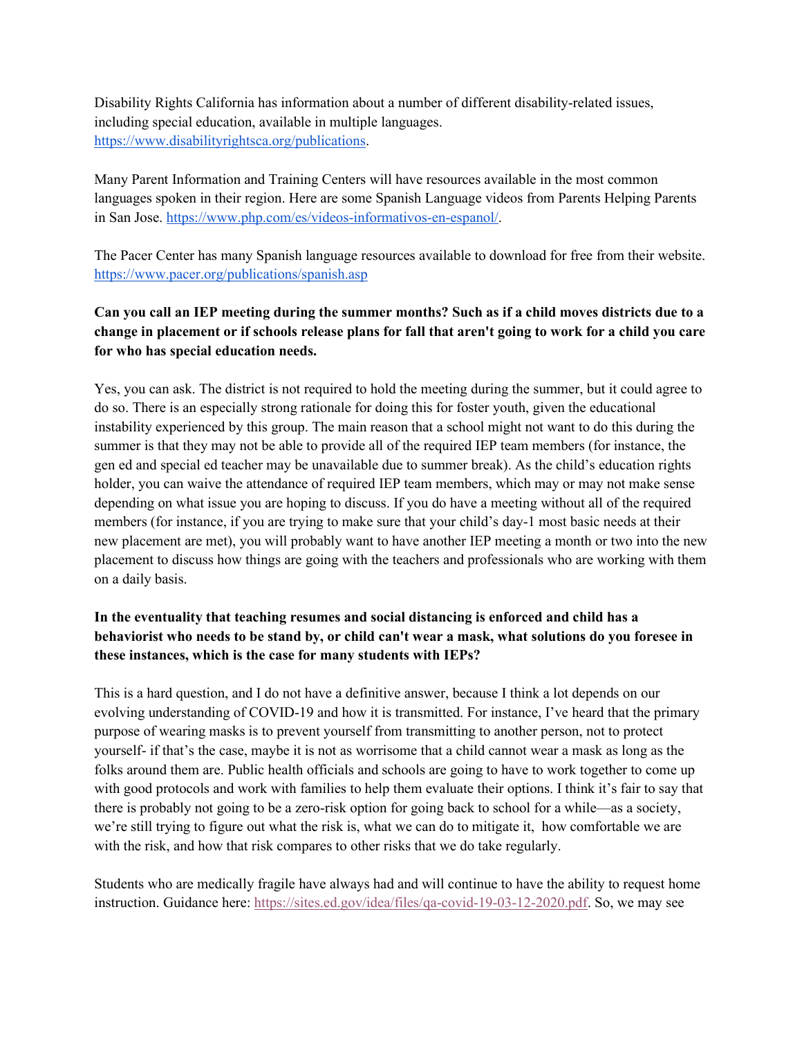Disability Rights California has information about a number of different disability-related issues, including special education, available in multiple languages. https://www.disabilityrightsca.org/publications.

Many Parent Information and Training Centers will have resources available in the most common languages spoken in their region. Here are some Spanish Language videos from Parents Helping Parents in San Jose. https://www.php.com/es/videos-informativos-en-espanol/.

The Pacer Center has many Spanish language resources available to download for free from their website. https://www.pacer.org/publications/spanish.asp

**Can you call an IEP meeting during the summer months? Such as if a child moves districts due to a change in placement or if schools release plans for fall that aren't going to work for a child you care for who has special education needs.**

Yes, you can ask. The district is not required to hold the meeting during the summer, but it could agree to do so. There is an especially strong rationale for doing this for foster youth, given the educational instability experienced by this group. The main reason that a school might not want to do this during the summer is that they may not be able to provide all of the required IEP team members (for instance, the gen ed and special ed teacher may be unavailable due to summer break). As the child's education rights holder, you can waive the attendance of required IEP team members, which may or may not make sense depending on what issue you are hoping to discuss. If you do have a meeting without all of the required members (for instance, if you are trying to make sure that your child's day-1 most basic needs at their new placement are met), you will probably want to have another IEP meeting a month or two into the new placement to discuss how things are going with the teachers and professionals who are working with them on a daily basis.

**In the eventuality that teaching resumes and social distancing is enforced and child has a behaviorist who needs to be stand by, or child can't wear a mask, what solutions do you foresee in these instances, which is the case for many students with IEPs?**

This is a hard question, and I do not have a definitive answer, because I think a lot depends on our evolving understanding of COVID-19 and how it is transmitted. For instance, I've heard that the primary purpose of wearing masks is to prevent yourself from transmitting to another person, not to protect yourself- if that's the case, maybe it is not as worrisome that a child cannot wear a mask as long as the folks around them are. Public health officials and schools are going to have to work together to come up with good protocols and work with families to help them evaluate their options. I think it's fair to say that there is probably not going to be a zero-risk option for going back to school for a while—as a society, we're still trying to figure out what the risk is, what we can do to mitigate it, how comfortable we are with the risk, and how that risk compares to other risks that we do take regularly.

Students who are medically fragile have always had and will continue to have the ability to request home instruction. Guidance here: https://sites.ed.gov/idea/files/qa-covid-19-03-12-2020.pdf. So, we may see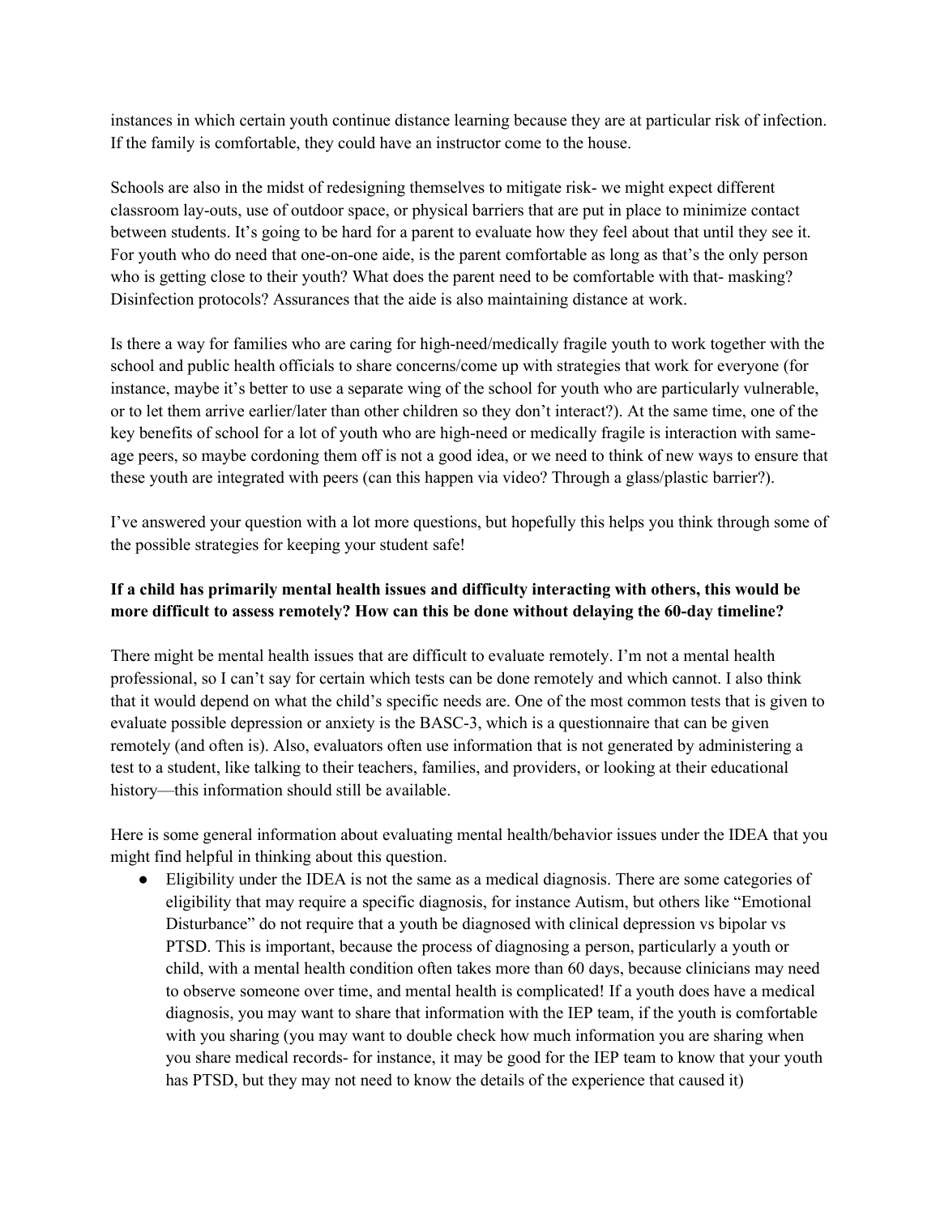instances in which certain youth continue distance learning because they are at particular risk of infection. If the family is comfortable, they could have an instructor come to the house.

Schools are also in the midst of redesigning themselves to mitigate risk- we might expect different classroom lay-outs, use of outdoor space, or physical barriers that are put in place to minimize contact between students. It's going to be hard for a parent to evaluate how they feel about that until they see it. For youth who do need that one-on-one aide, is the parent comfortable as long as that's the only person who is getting close to their youth? What does the parent need to be comfortable with that- masking? Disinfection protocols? Assurances that the aide is also maintaining distance at work.

Is there a way for families who are caring for high-need/medically fragile youth to work together with the school and public health officials to share concerns/come up with strategies that work for everyone (for instance, maybe it's better to use a separate wing of the school for youth who are particularly vulnerable, or to let them arrive earlier/later than other children so they don't interact?). At the same time, one of the key benefits of school for a lot of youth who are high-need or medically fragile is interaction with same-age peers, so maybe cordoning them off is not a good idea, or we need to think of new ways to ensure that these youth are integrated with peers (can this happen via video? Through a glass/plastic barrier?).

I've answered your question with a lot more questions, but hopefully this helps you think through some of the possible strategies for keeping your student safe!

**If a child has primarily mental health issues and difficulty interacting with others, this would be more difficult to assess remotely? How can this be done without delaying the 60-day timeline?**

There might be mental health issues that are difficult to evaluate remotely. I'm not a mental health professional, so I can't say for certain which tests can be done remotely and which cannot. I also think that it would depend on what the child's specific needs are. One of the most common tests that is given to evaluate possible depression or anxiety is the BASC-3, which is a questionnaire that can be given remotely (and often is). Also, evaluators often use information that is not generated by administering a test to a student, like talking to their teachers, families, and providers, or looking at their educational history—this information should still be available.

Here is some general information about evaluating mental health/behavior issues under the IDEA that you might find helpful in thinking about this question.

- Eligibility under the IDEA is not the same as a medical diagnosis. There are some categories of eligibility that may require a specific diagnosis, for instance Autism, but others like "Emotional Disturbance" do not require that a youth be diagnosed with clinical depression vs bipolar vs PTSD. This is important, because the process of diagnosing a person, particularly a youth or child, with a mental health condition often takes more than 60 days, because clinicians may need to observe someone over time, and mental health is complicated! If a youth does have a medical diagnosis, you may want to share that information with the IEP team, if the youth is comfortable with you sharing (you may want to double check how much information you are sharing when you share medical records- for instance, it may be good for the IEP team to know that your youth has PTSD, but they may not need to know the details of the experience that caused it)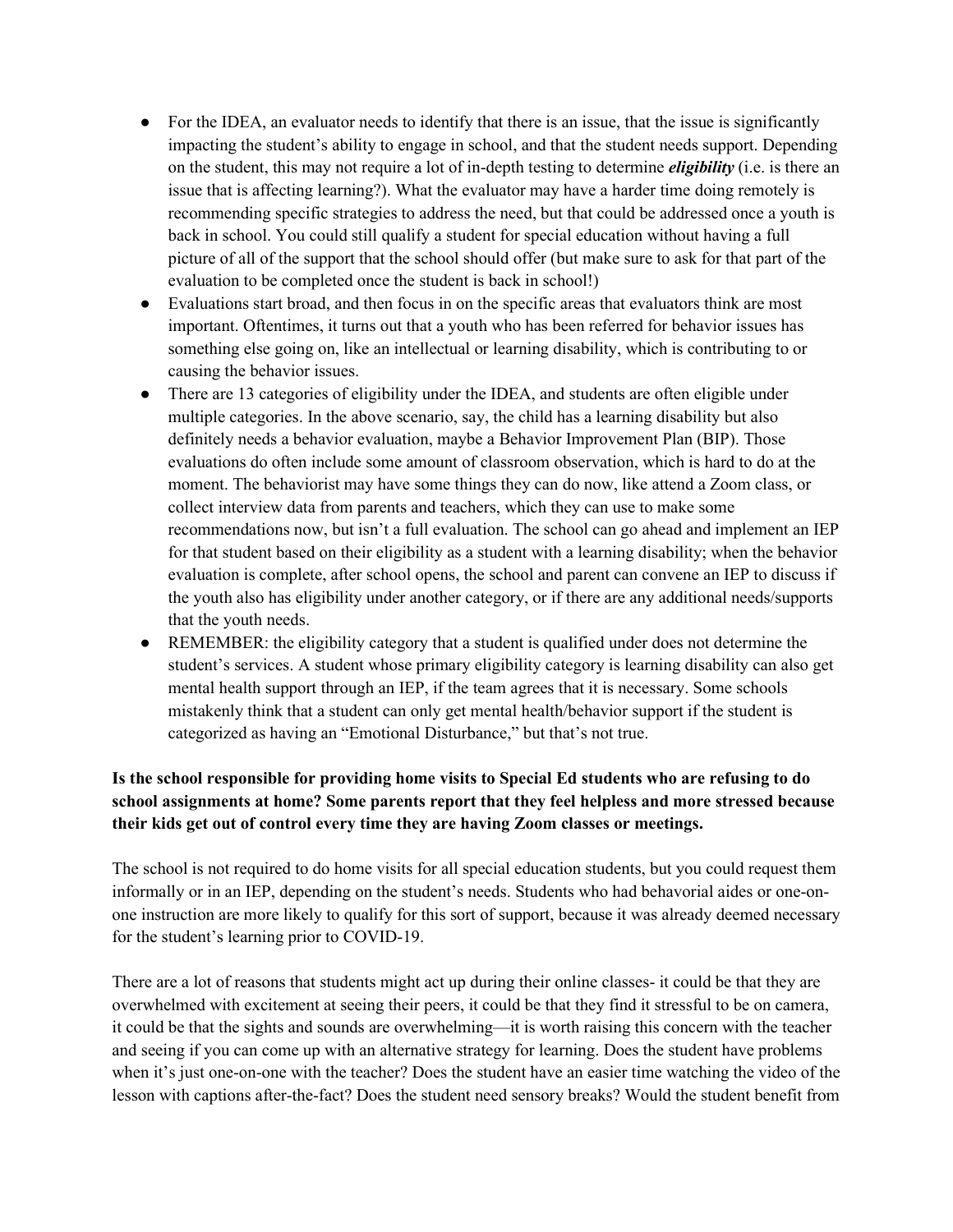- For the IDEA, an evaluator needs to identify that there is an issue, that the issue is significantly impacting the student's ability to engage in school, and that the student needs support. Depending on the student, this may not require a lot of in-depth testing to determine ***eligibility*** (i.e. is there an issue that is affecting learning?). What the evaluator may have a harder time doing remotely is recommending specific strategies to address the need, but that could be addressed once a youth is back in school. You could still qualify a student for special education without having a full picture of all of the support that the school should offer (but make sure to ask for that part of the evaluation to be completed once the student is back in school!)
- Evaluations start broad, and then focus in on the specific areas that evaluators think are most important. Oftentimes, it turns out that a youth who has been referred for behavior issues has something else going on, like an intellectual or learning disability, which is contributing to or causing the behavior issues.
- There are 13 categories of eligibility under the IDEA, and students are often eligible under multiple categories. In the above scenario, say, the child has a learning disability but also definitely needs a behavior evaluation, maybe a Behavior Improvement Plan (BIP). Those evaluations do often include some amount of classroom observation, which is hard to do at the moment. The behaviorist may have some things they can do now, like attend a Zoom class, or collect interview data from parents and teachers, which they can use to make some recommendations now, but isn't a full evaluation. The school can go ahead and implement an IEP for that student based on their eligibility as a student with a learning disability; when the behavior evaluation is complete, after school opens, the school and parent can convene an IEP to discuss if the youth also has eligibility under another category, or if there are any additional needs/supports that the youth needs.
- REMEMBER: the eligibility category that a student is qualified under does not determine the student's services. A student whose primary eligibility category is learning disability can also get mental health support through an IEP, if the team agrees that it is necessary. Some schools mistakenly think that a student can only get mental health/behavior support if the student is categorized as having an "Emotional Disturbance," but that's not true.

**Is the school responsible for providing home visits to Special Ed students who are refusing to do school assignments at home? Some parents report that they feel helpless and more stressed because their kids get out of control every time they are having Zoom classes or meetings.**

The school is not required to do home visits for all special education students, but you could request them informally or in an IEP, depending on the student's needs. Students who had behavorial aides or one-on-one instruction are more likely to qualify for this sort of support, because it was already deemed necessary for the student's learning prior to COVID-19.

There are a lot of reasons that students might act up during their online classes- it could be that they are overwhelmed with excitement at seeing their peers, it could be that they find it stressful to be on camera, it could be that the sights and sounds are overwhelming—it is worth raising this concern with the teacher and seeing if you can come up with an alternative strategy for learning. Does the student have problems when it's just one-on-one with the teacher? Does the student have an easier time watching the video of the lesson with captions after-the-fact? Does the student need sensory breaks? Would the student benefit from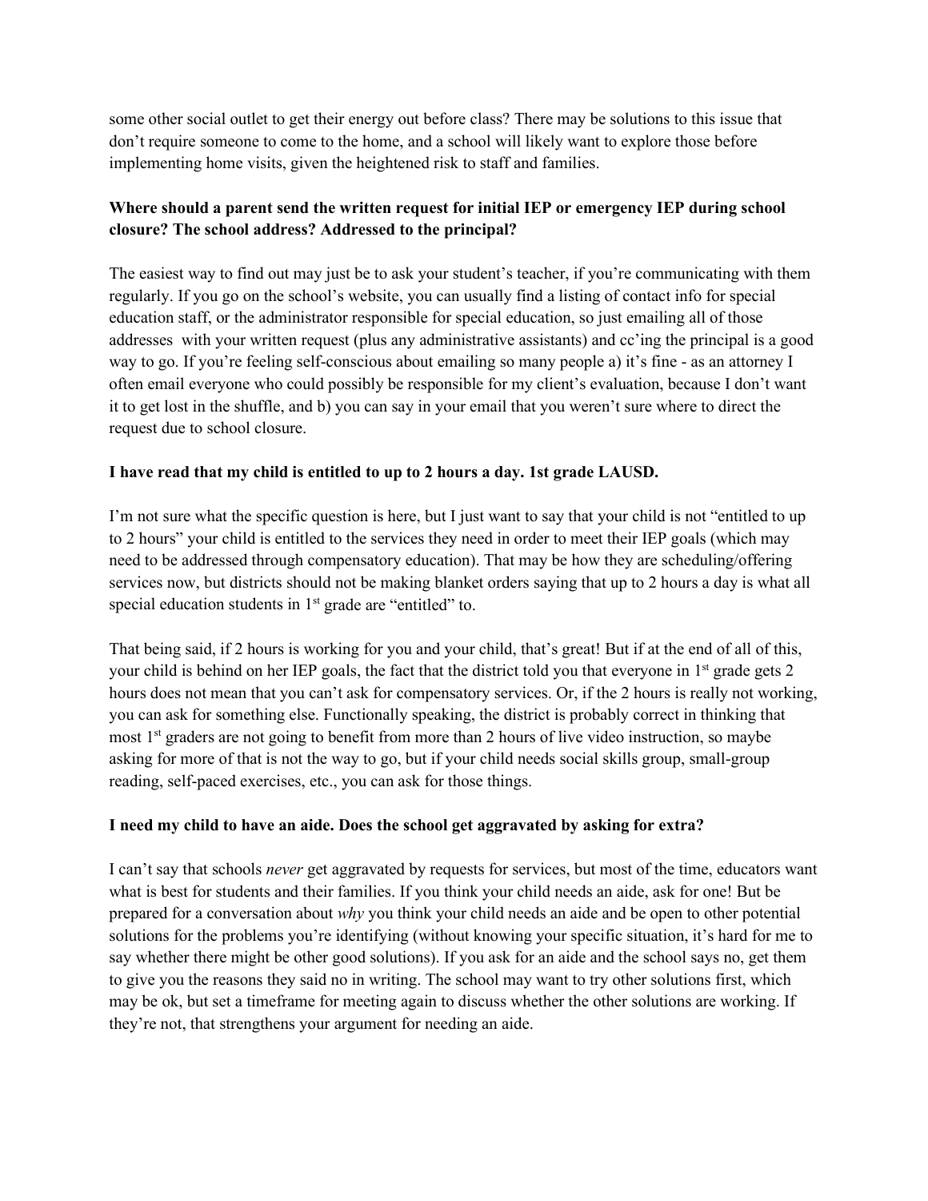some other social outlet to get their energy out before class? There may be solutions to this issue that don't require someone to come to the home, and a school will likely want to explore those before implementing home visits, given the heightened risk to staff and families.

**Where should a parent send the written request for initial IEP or emergency IEP during school closure? The school address? Addressed to the principal?**

The easiest way to find out may just be to ask your student's teacher, if you're communicating with them regularly. If you go on the school's website, you can usually find a listing of contact info for special education staff, or the administrator responsible for special education, so just emailing all of those addresses with your written request (plus any administrative assistants) and cc'ing the principal is a good way to go. If you're feeling self-conscious about emailing so many people a) it's fine - as an attorney I often email everyone who could possibly be responsible for my client's evaluation, because I don't want it to get lost in the shuffle, and b) you can say in your email that you weren't sure where to direct the request due to school closure.

**I have read that my child is entitled to up to 2 hours a day. 1st grade LAUSD.**

I'm not sure what the specific question is here, but I just want to say that your child is not "entitled to up to 2 hours" your child is entitled to the services they need in order to meet their IEP goals (which may need to be addressed through compensatory education). That may be how they are scheduling/offering services now, but districts should not be making blanket orders saying that up to 2 hours a day is what all special education students in 1st grade are "entitled" to.

That being said, if 2 hours is working for you and your child, that's great! But if at the end of all of this, your child is behind on her IEP goals, the fact that the district told you that everyone in 1st grade gets 2 hours does not mean that you can't ask for compensatory services. Or, if the 2 hours is really not working, you can ask for something else. Functionally speaking, the district is probably correct in thinking that most 1st graders are not going to benefit from more than 2 hours of live video instruction, so maybe asking for more of that is not the way to go, but if your child needs social skills group, small-group reading, self-paced exercises, etc., you can ask for those things.

**I need my child to have an aide. Does the school get aggravated by asking for extra?**

I can't say that schools *never* get aggravated by requests for services, but most of the time, educators want what is best for students and their families. If you think your child needs an aide, ask for one! But be prepared for a conversation about *why* you think your child needs an aide and be open to other potential solutions for the problems you're identifying (without knowing your specific situation, it's hard for me to say whether there might be other good solutions). If you ask for an aide and the school says no, get them to give you the reasons they said no in writing. The school may want to try other solutions first, which may be ok, but set a timeframe for meeting again to discuss whether the other solutions are working. If they're not, that strengthens your argument for needing an aide.